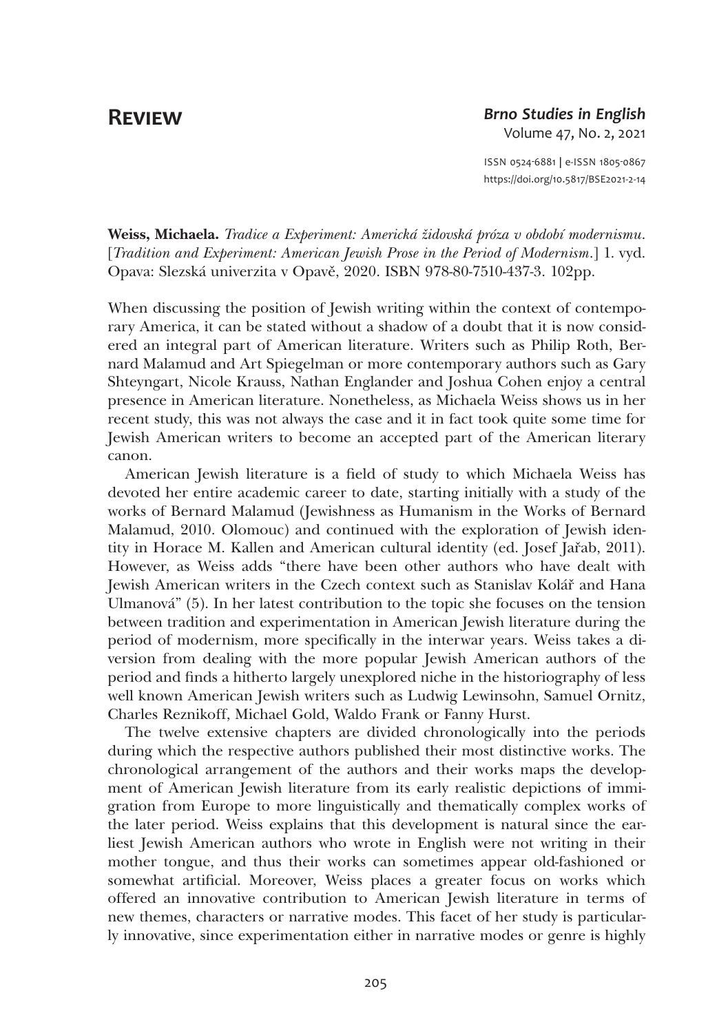# Review

**Weiss, Michaela.** *Tradice a Experiment: Americká židovská próza v období modernismu*. [*Tradition and Experiment: American Jewish Prose in the Period of Modernism*.] 1. vyd. Opava: Slezská univerzita v Opavě, 2020. ISBN 978-80-7510-437-3. 102pp.

When discussing the position of Jewish writing within the context of contemporary America, it can be stated without a shadow of a doubt that it is now considered an integral part of American literature. Writers such as Philip Roth, Bernard Malamud and Art Spiegelman or more contemporary authors such as Gary Shteyngart, Nicole Krauss, Nathan Englander and Joshua Cohen enjoy a central presence in American literature. Nonetheless, as Michaela Weiss shows us in her recent study, this was not always the case and it in fact took quite some time for Jewish American writers to become an accepted part of the American literary canon.

American Jewish literature is a field of study to which Michaela Weiss has devoted her entire academic career to date, starting initially with a study of the works of Bernard Malamud (Jewishness as Humanism in the Works of Bernard Malamud, 2010. Olomouc) and continued with the exploration of Jewish identity in Horace M. Kallen and American cultural identity (ed. Josef Jařab, 2011). However, as Weiss adds "there have been other authors who have dealt with Jewish American writers in the Czech context such as Stanislav Kolář and Hana Ulmanová" (5). In her latest contribution to the topic she focuses on the tension between tradition and experimentation in American Jewish literature during the period of modernism, more specifically in the interwar years. Weiss takes a diversion from dealing with the more popular Jewish American authors of the period and finds a hitherto largely unexplored niche in the historiography of less well known American Jewish writers such as Ludwig Lewinsohn, Samuel Ornitz, Charles Reznikoff, Michael Gold, Waldo Frank or Fanny Hurst.

The twelve extensive chapters are divided chronologically into the periods during which the respective authors published their most distinctive works. The chronological arrangement of the authors and their works maps the development of American Jewish literature from its early realistic depictions of immigration from Europe to more linguistically and thematically complex works of the later period. Weiss explains that this development is natural since the earliest Jewish American authors who wrote in English were not writing in their mother tongue, and thus their works can sometimes appear old-fashioned or somewhat artificial. Moreover, Weiss places a greater focus on works which offered an innovative contribution to American Jewish literature in terms of new themes, characters or narrative modes. This facet of her study is particularly innovative, since experimentation either in narrative modes or genre is highly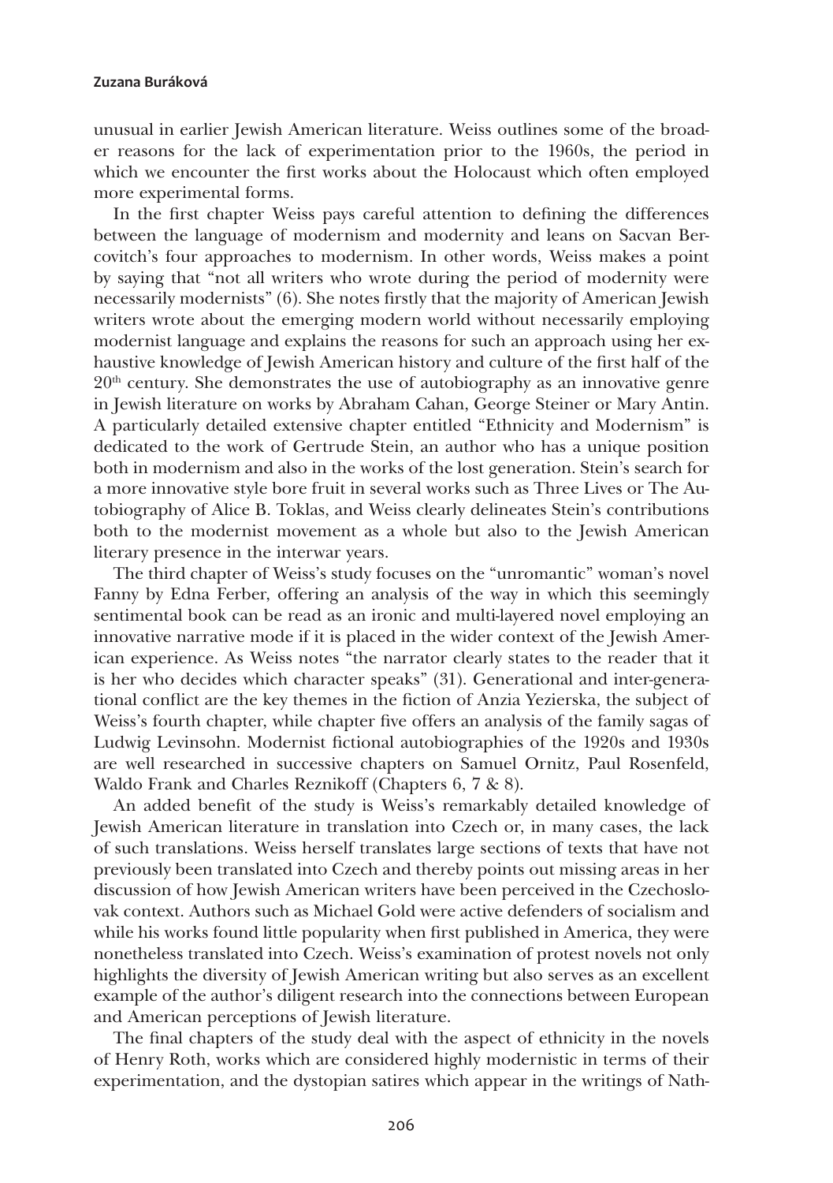unusual in earlier Jewish American literature. Weiss outlines some of the broader reasons for the lack of experimentation prior to the 1960s, the period in which we encounter the first works about the Holocaust which often employed more experimental forms.

In the first chapter Weiss pays careful attention to defining the differences between the language of modernism and modernity and leans on Sacvan Bercovitch's four approaches to modernism. In other words, Weiss makes a point by saying that "not all writers who wrote during the period of modernity were necessarily modernists" (6). She notes firstly that the majority of American Jewish writers wrote about the emerging modern world without necessarily employing modernist language and explains the reasons for such an approach using her exhaustive knowledge of Jewish American history and culture of the first half of the 20th century. She demonstrates the use of autobiography as an innovative genre in Jewish literature on works by Abraham Cahan, George Steiner or Mary Antin. A particularly detailed extensive chapter entitled "Ethnicity and Modernism" is dedicated to the work of Gertrude Stein, an author who has a unique position both in modernism and also in the works of the lost generation. Stein's search for a more innovative style bore fruit in several works such as Three Lives or The Autobiography of Alice B. Toklas, and Weiss clearly delineates Stein's contributions both to the modernist movement as a whole but also to the Jewish American literary presence in the interwar years.

The third chapter of Weiss's study focuses on the "unromantic" woman's novel Fanny by Edna Ferber, offering an analysis of the way in which this seemingly sentimental book can be read as an ironic and multi-layered novel employing an innovative narrative mode if it is placed in the wider context of the Jewish American experience. As Weiss notes "the narrator clearly states to the reader that it is her who decides which character speaks" (31). Generational and inter-generational conflict are the key themes in the fiction of Anzia Yezierska, the subject of Weiss's fourth chapter, while chapter five offers an analysis of the family sagas of Ludwig Levinsohn. Modernist fictional autobiographies of the 1920s and 1930s are well researched in successive chapters on Samuel Ornitz, Paul Rosenfeld, Waldo Frank and Charles Reznikoff (Chapters 6, 7 & 8).

An added benefit of the study is Weiss's remarkably detailed knowledge of Jewish American literature in translation into Czech or, in many cases, the lack of such translations. Weiss herself translates large sections of texts that have not previously been translated into Czech and thereby points out missing areas in her discussion of how Jewish American writers have been perceived in the Czechoslovak context. Authors such as Michael Gold were active defenders of socialism and while his works found little popularity when first published in America, they were nonetheless translated into Czech. Weiss's examination of protest novels not only highlights the diversity of Jewish American writing but also serves as an excellent example of the author's diligent research into the connections between European and American perceptions of Jewish literature.

The final chapters of the study deal with the aspect of ethnicity in the novels of Henry Roth, works which are considered highly modernistic in terms of their experimentation, and the dystopian satires which appear in the writings of Nath-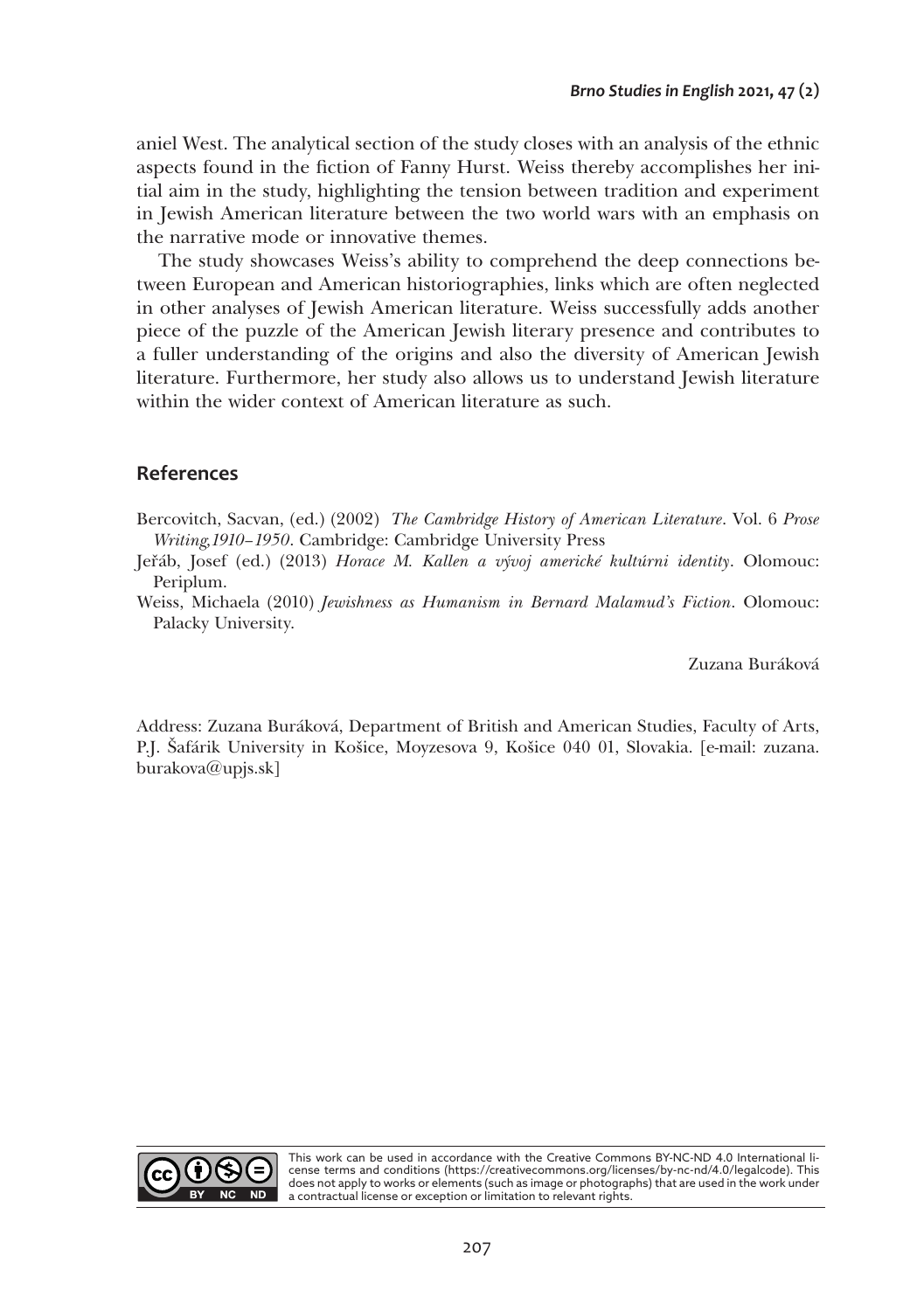aniel West. The analytical section of the study closes with an analysis of the ethnic aspects found in the fiction of Fanny Hurst. Weiss thereby accomplishes her initial aim in the study, highlighting the tension between tradition and experiment in Jewish American literature between the two world wars with an emphasis on the narrative mode or innovative themes.

The study showcases Weiss's ability to comprehend the deep connections between European and American historiographies, links which are often neglected in other analyses of Jewish American literature. Weiss successfully adds another piece of the puzzle of the American Jewish literary presence and contributes to a fuller understanding of the origins and also the diversity of American Jewish literature. Furthermore, her study also allows us to understand Jewish literature within the wider context of American literature as such.

## References

Bercovitch, Sacvan, (ed.) (2002) *The Cambridge History of American Literature*. Vol. 6 *Prose Writing,1910–1950*. Cambridge: Cambridge University Press

Jeřáb, Josef (ed.) (2013) *Horace M. Kallen a vývoj americké kultúrni identity*. Olomouc: Periplum.

Weiss, Michaela (2010) *Jewishness as Humanism in Bernard Malamud's Fiction*. Olomouc: Palacky University.

Zuzana Buráková

Address: Zuzana Buráková, Department of British and American Studies, Faculty of Arts, P.J. Šafárik University in Košice, Moyzesova 9, Košice 040 01, Slovakia. [e-mail: zuzana.burakova@upjs.sk]

This work can be used in accordance with the Creative Commons BY-NC-ND 4.0 International license terms and conditions (https://creativecommons.org/licenses/by-nc-nd/4.0/legalcode). This does not apply to works or elements (such as image or photographs) that are used in the work under a contractual license or exception or limitation to relevant rights.